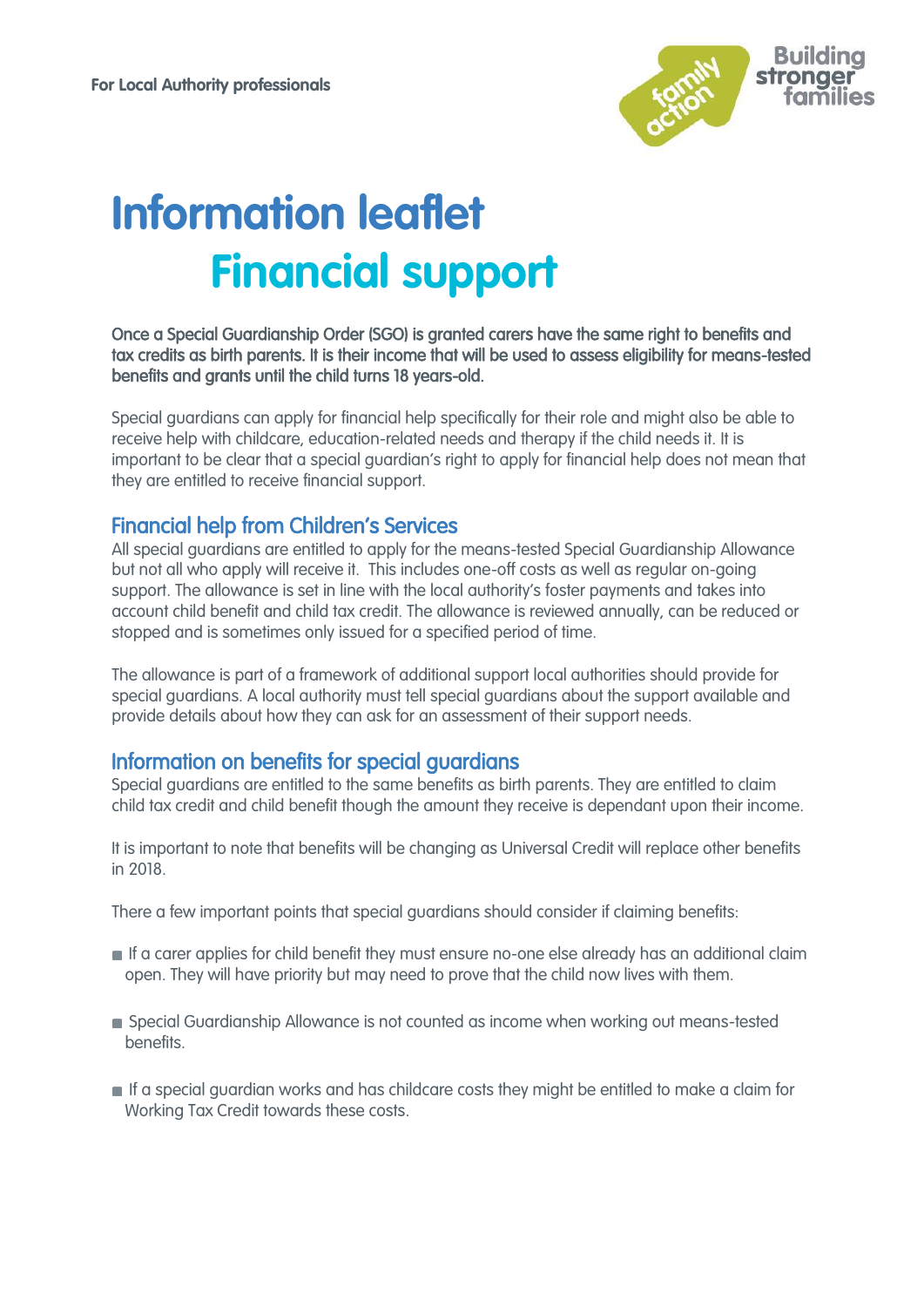For Local Authority professionals

Building stronger families

# Information leaflet
## Financial support

**Once a Special Guardianship Order (SGO) is granted carers have the same right to benefits and tax credits as birth parents. It is their income that will be used to assess eligibility for means-tested benefits and grants until the child turns 18 years-old.**

Special guardians can apply for financial help specifically for their role and might also be able to receive help with childcare, education-related needs and therapy if the child needs it. It is important to be clear that a special guardian's right to apply for financial help does not mean that they are entitled to receive financial support.

### Financial help from Children's Services

All special guardians are entitled to apply for the means-tested Special Guardianship Allowance but not all who apply will receive it. This includes one-off costs as well as regular on-going support. The allowance is set in line with the local authority's foster payments and takes into account child benefit and child tax credit. The allowance is reviewed annually, can be reduced or stopped and is sometimes only issued for a specified period of time.

The allowance is part of a framework of additional support local authorities should provide for special guardians. A local authority must tell special guardians about the support available and provide details about how they can ask for an assessment of their support needs.

### Information on benefits for special guardians

Special guardians are entitled to the same benefits as birth parents. They are entitled to claim child tax credit and child benefit though the amount they receive is dependant upon their income.

It is important to note that benefits will be changing as Universal Credit will replace other benefits in 2018.

There a few important points that special guardians should consider if claiming benefits:

- If a carer applies for child benefit they must ensure no-one else already has an additional claim open. They will have priority but may need to prove that the child now lives with them.
- Special Guardianship Allowance is not counted as income when working out means-tested benefits.
- If a special guardian works and has childcare costs they might be entitled to make a claim for Working Tax Credit towards these costs.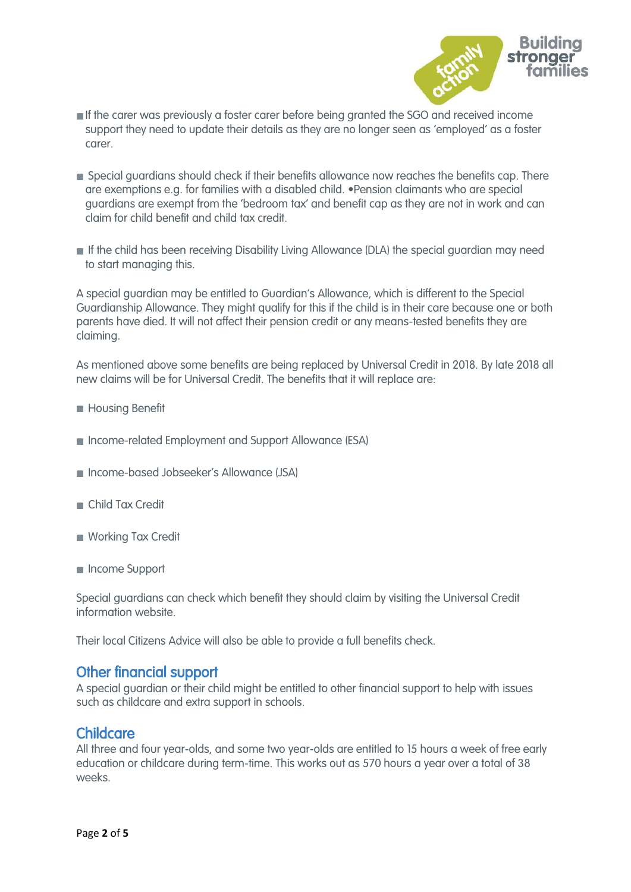- If the carer was previously a foster carer before being granted the SGO and received income support they need to update their details as they are no longer seen as 'employed' as a foster carer.

- Special guardians should check if their benefits allowance now reaches the benefits cap. There are exemptions e.g. for families with a disabled child. •Pension claimants who are special guardians are exempt from the 'bedroom tax' and benefit cap as they are not in work and can claim for child benefit and child tax credit.

- If the child has been receiving Disability Living Allowance (DLA) the special guardian may need to start managing this.

A special guardian may be entitled to Guardian's Allowance, which is different to the Special Guardianship Allowance. They might qualify for this if the child is in their care because one or both parents have died. It will not affect their pension credit or any means-tested benefits they are claiming.

As mentioned above some benefits are being replaced by Universal Credit in 2018. By late 2018 all new claims will be for Universal Credit. The benefits that it will replace are:

- Housing Benefit
- Income-related Employment and Support Allowance (ESA)
- Income-based Jobseeker's Allowance (JSA)
- Child Tax Credit
- Working Tax Credit
- Income Support

Special guardians can check which benefit they should claim by visiting the Universal Credit information website.

Their local Citizens Advice will also be able to provide a full benefits check.

## Other financial support

A special guardian or their child might be entitled to other financial support to help with issues such as childcare and extra support in schools.

## Childcare

All three and four year-olds, and some two year-olds are entitled to 15 hours a week of free early education or childcare during term-time. This works out as 570 hours a year over a total of 38 weeks.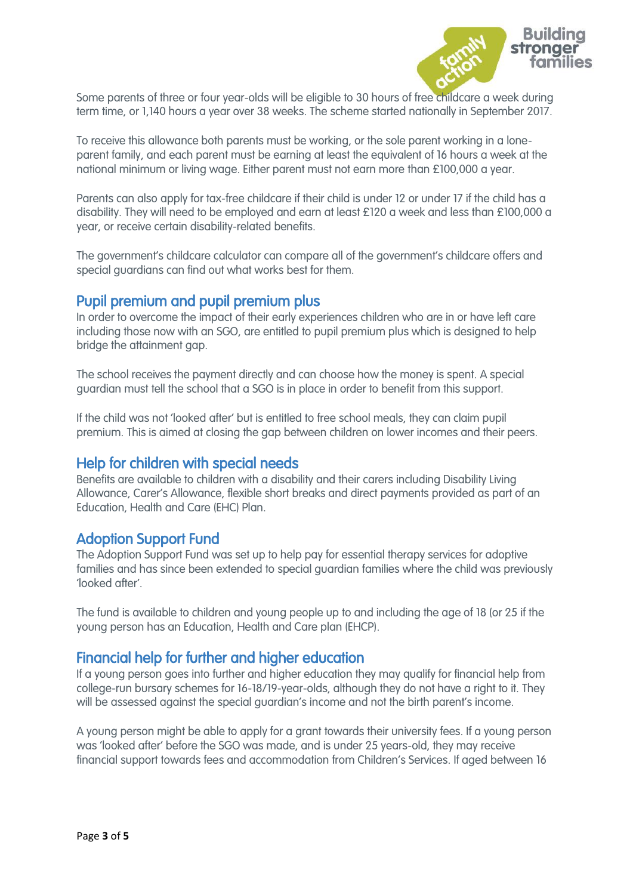Some parents of three or four year-olds will be eligible to 30 hours of free childcare a week during term time, or 1,140 hours a year over 38 weeks. The scheme started nationally in September 2017.

To receive this allowance both parents must be working, or the sole parent working in a lone-parent family, and each parent must be earning at least the equivalent of 16 hours a week at the national minimum or living wage. Either parent must not earn more than £100,000 a year.

Parents can also apply for tax-free childcare if their child is under 12 or under 17 if the child has a disability. They will need to be employed and earn at least £120 a week and less than £100,000 a year, or receive certain disability-related benefits.

The government's childcare calculator can compare all of the government's childcare offers and special guardians can find out what works best for them.

## Pupil premium and pupil premium plus

In order to overcome the impact of their early experiences children who are in or have left care including those now with an SGO, are entitled to pupil premium plus which is designed to help bridge the attainment gap.

The school receives the payment directly and can choose how the money is spent. A special guardian must tell the school that a SGO is in place in order to benefit from this support.

If the child was not 'looked after' but is entitled to free school meals, they can claim pupil premium. This is aimed at closing the gap between children on lower incomes and their peers.

## Help for children with special needs

Benefits are available to children with a disability and their carers including Disability Living Allowance, Carer's Allowance, flexible short breaks and direct payments provided as part of an Education, Health and Care (EHC) Plan.

## Adoption Support Fund

The Adoption Support Fund was set up to help pay for essential therapy services for adoptive families and has since been extended to special guardian families where the child was previously 'looked after'.

The fund is available to children and young people up to and including the age of 18 (or 25 if the young person has an Education, Health and Care plan (EHCP).

## Financial help for further and higher education

If a young person goes into further and higher education they may qualify for financial help from college-run bursary schemes for 16-18/19-year-olds, although they do not have a right to it. They will be assessed against the special guardian's income and not the birth parent's income.

A young person might be able to apply for a grant towards their university fees. If a young person was 'looked after' before the SGO was made, and is under 25 years-old, they may receive financial support towards fees and accommodation from Children's Services. If aged between 16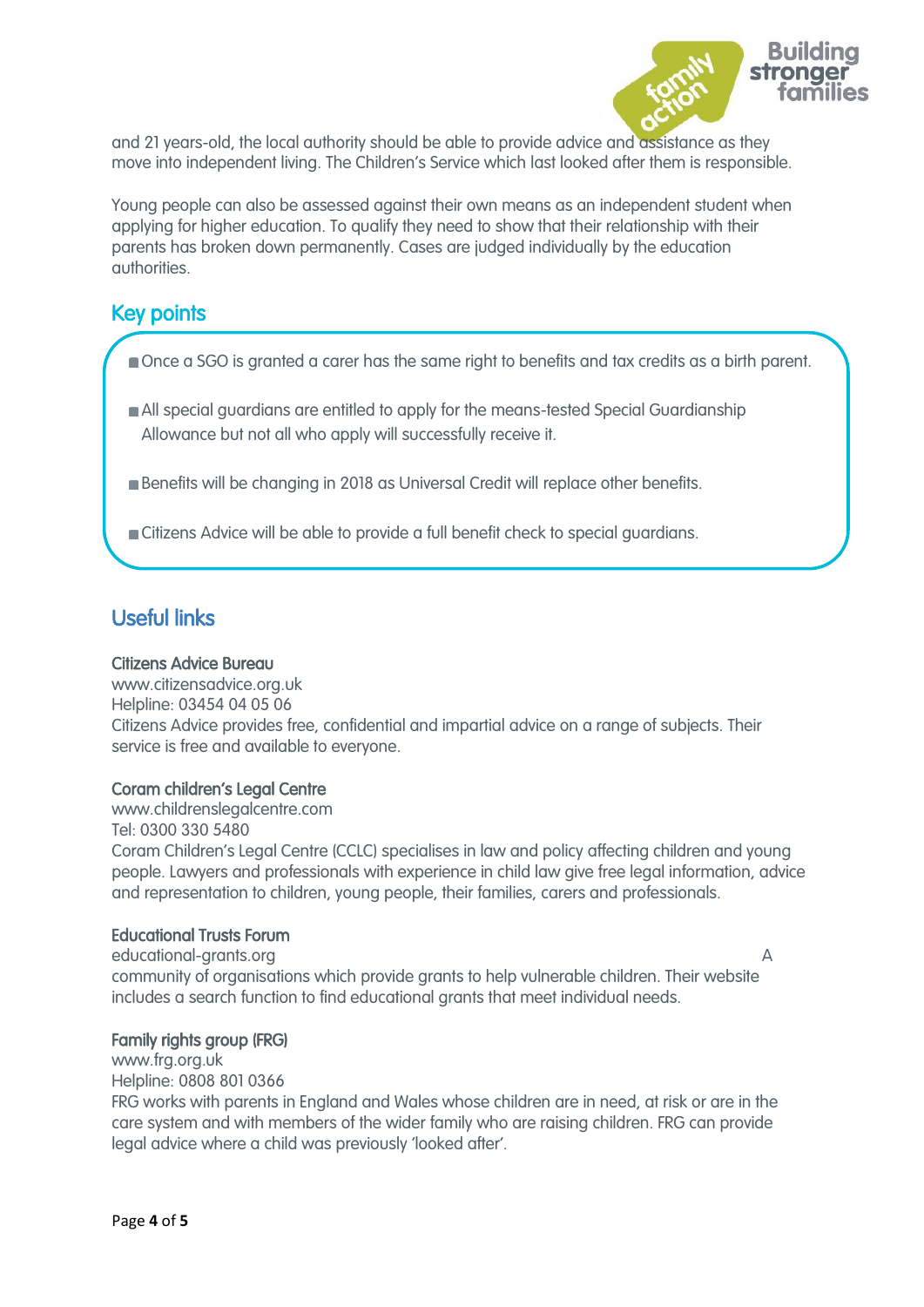and 21 years-old, the local authority should be able to provide advice and assistance as they move into independent living. The Children's Service which last looked after them is responsible.

Young people can also be assessed against their own means as an independent student when applying for higher education. To qualify they need to show that their relationship with their parents has broken down permanently. Cases are judged individually by the education authorities.

## Key points

- Once a SGO is granted a carer has the same right to benefits and tax credits as a birth parent.
- All special guardians are entitled to apply for the means-tested Special Guardianship Allowance but not all who apply will successfully receive it.
- Benefits will be changing in 2018 as Universal Credit will replace other benefits.
- Citizens Advice will be able to provide a full benefit check to special guardians.

## Useful links

**Citizens Advice Bureau**
www.citizensadvice.org.uk
Helpline: 03454 04 05 06
Citizens Advice provides free, confidential and impartial advice on a range of subjects. Their service is free and available to everyone.

**Coram children's Legal Centre**
www.childrenslegalcentre.com
Tel: 0300 330 5480
Coram Children's Legal Centre (CCLC) specialises in law and policy affecting children and young people. Lawyers and professionals with experience in child law give free legal information, advice and representation to children, young people, their families, carers and professionals.

**Educational Trusts Forum**
educational-grants.org
A community of organisations which provide grants to help vulnerable children. Their website includes a search function to find educational grants that meet individual needs.

**Family rights group (FRG)**
www.frg.org.uk
Helpline: 0808 801 0366
FRG works with parents in England and Wales whose children are in need, at risk or are in the care system and with members of the wider family who are raising children. FRG can provide legal advice where a child was previously 'looked after'.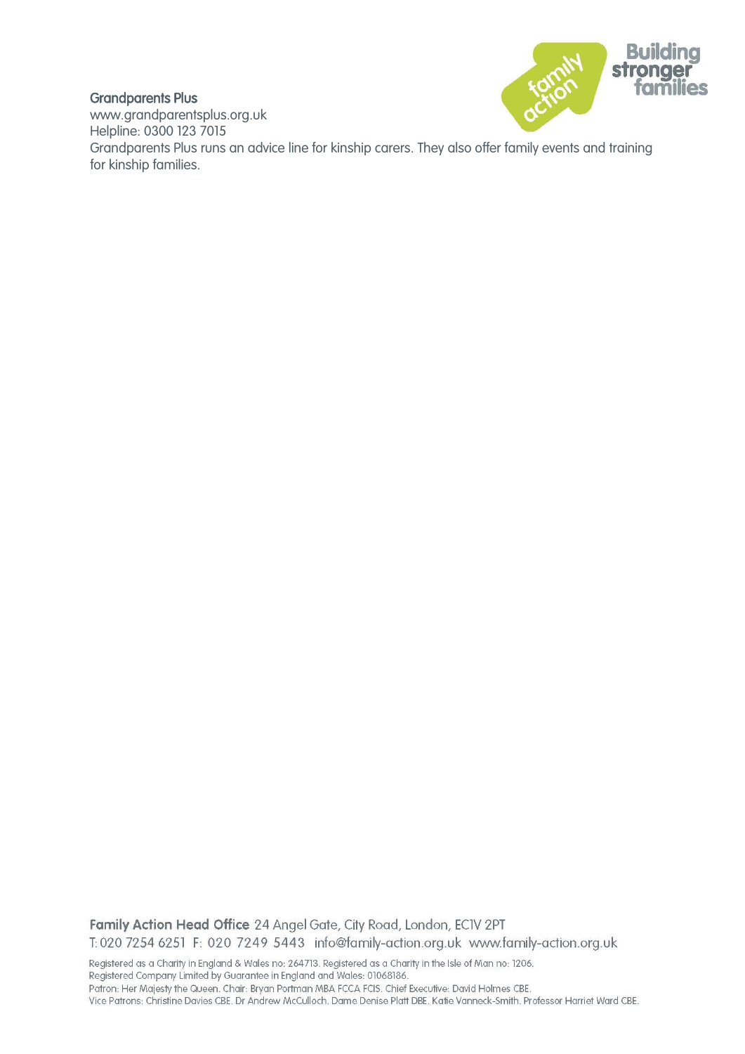**Grandparents Plus**
www.grandparentsplus.org.uk
Helpline: 0300 123 7015
Grandparents Plus runs an advice line for kinship carers. They also offer family events and training for kinship families.

**Family Action Head Office** 24 Angel Gate, City Road, London, EC1V 2PT
T: 020 7254 6251 F: 020 7249 5443 info@family-action.org.uk www.family-action.org.uk

Registered as a Charity in England & Wales no: 264713. Registered as a Charity in the Isle of Man no: 1206.
Registered Company Limited by Guarantee in England and Wales: 01068186.
Patron: Her Majesty the Queen. Chair: Bryan Portman MBA FCCA FCIS. Chief Executive: David Holmes CBE.
Vice Patrons: Christine Davies CBE. Dr Andrew McCulloch. Dame Denise Platt DBE. Katie Vanneck-Smith. Professor Harriet Ward CBE.